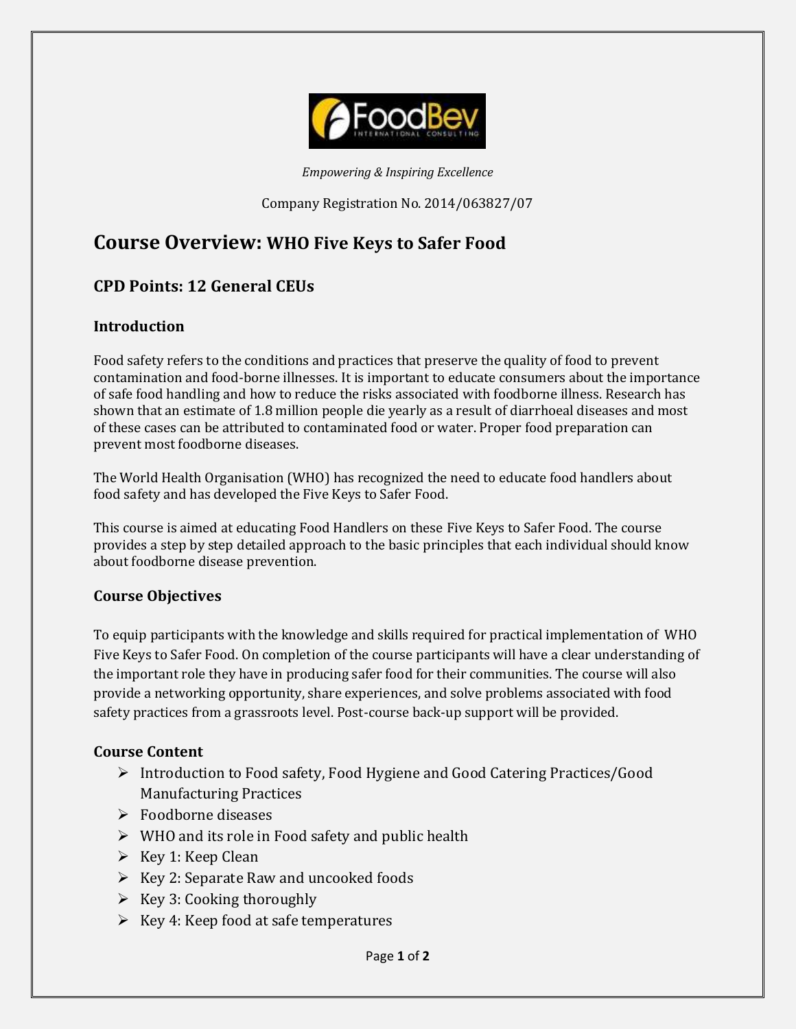*Empowering & Inspiring Excellence*

Company Registration No. 2014/063827/07

## Course Overview: WHO Five Keys to Safer Food

## CPD Points: 12 General CEUs

### Introduction

Food safety refers to the conditions and practices that preserve the quality of food to prevent contamination and food-borne illnesses. It is important to educate consumers about the importance of safe food handling and how to reduce the risks associated with foodborne illness. Research has shown that an estimate of 1.8 million people die yearly as a result of diarrhoeal diseases and most of these cases can be attributed to contaminated food or water. Proper food preparation can prevent most foodborne diseases.

The World Health Organisation (WHO) has recognized the need to educate food handlers about food safety and has developed the Five Keys to Safer Food.

This course is aimed at educating Food Handlers on these Five Keys to Safer Food. The course provides a step by step detailed approach to the basic principles that each individual should know about foodborne disease prevention.

### Course Objectives

To equip participants with the knowledge and skills required for practical implementation of WHO Five Keys to Safer Food. On completion of the course participants will have a clear understanding of the important role they have in producing safer food for their communities. The course will also provide a networking opportunity, share experiences, and solve problems associated with food safety practices from a grassroots level. Post-course back-up support will be provided.

### Course Content

- Introduction to Food safety, Food Hygiene and Good Catering Practices/Good Manufacturing Practices
- Foodborne diseases
- WHO and its role in Food safety and public health
- Key 1: Keep Clean
- Key 2: Separate Raw and uncooked foods
- Key 3: Cooking thoroughly
- Key 4: Keep food at safe temperatures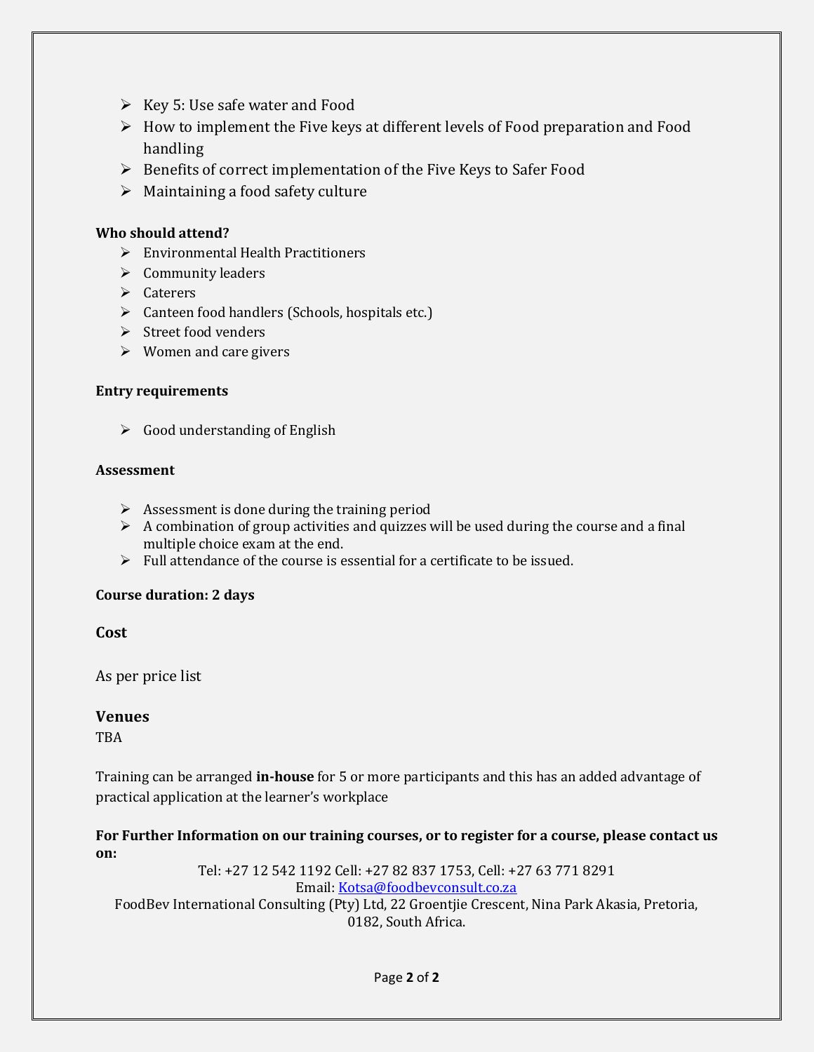- Key 5: Use safe water and Food
- How to implement the Five keys at different levels of Food preparation and Food handling
- Benefits of correct implementation of the Five Keys to Safer Food
- Maintaining a food safety culture

**Who should attend?**

- Environmental Health Practitioners
- Community leaders
- Caterers
- Canteen food handlers (Schools, hospitals etc.)
- Street food venders
- Women and care givers

**Entry requirements**

- Good understanding of English

**Assessment**

- Assessment is done during the training period
- A combination of group activities and quizzes will be used during the course and a final multiple choice exam at the end.
- Full attendance of the course is essential for a certificate to be issued.

**Course duration: 2 days**

**Cost**

As per price list

**Venues**

TBA

Training can be arranged **in-house** for 5 or more participants and this has an added advantage of practical application at the learner's workplace

**For Further Information on our training courses, or to register for a course, please contact us on:**

Tel: +27 12 542 1192 Cell: +27 82 837 1753, Cell: +27 63 771 8291
Email: Kotsa@foodbevconsult.co.za
FoodBev International Consulting (Pty) Ltd, 22 Groentjie Crescent, Nina Park Akasia, Pretoria, 0182, South Africa.